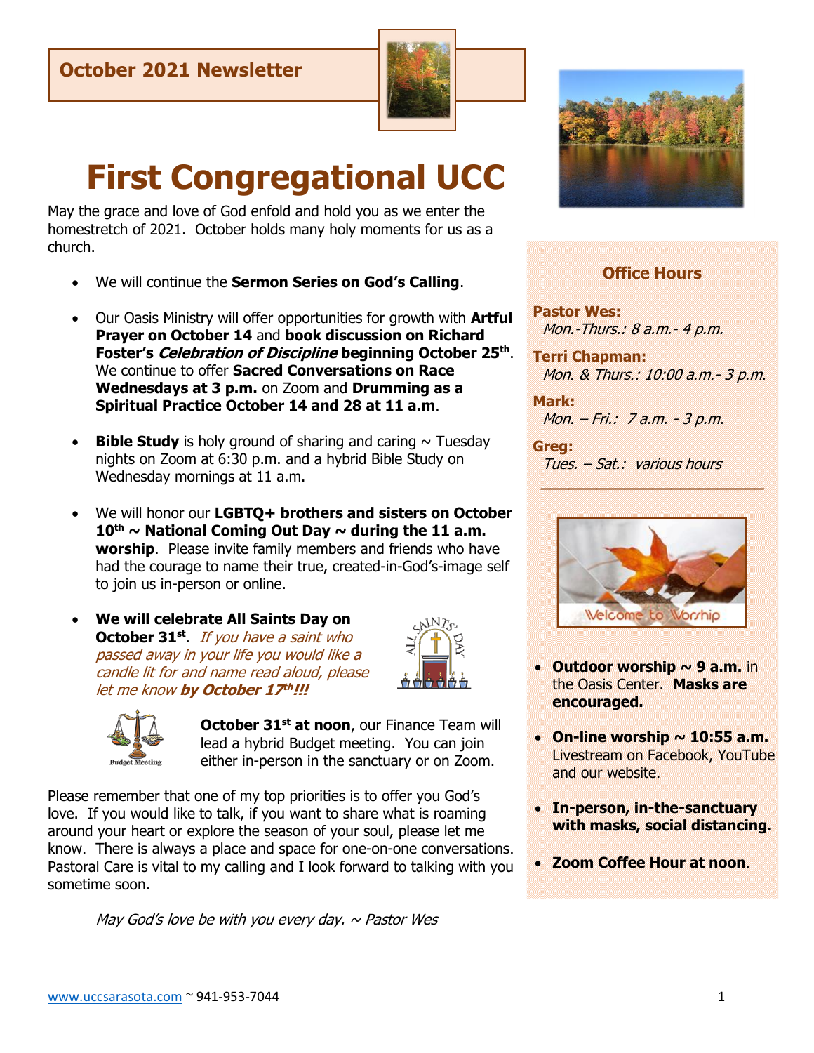## October 2021 Newsletter

# First Congregational UCC

May the grace and love of God enfold and hold you as we enter the homestretch of 2021. October holds many holy moments for us as a church.

- We will continue the **Sermon Series on God's Calling**.
- Our Oasis Ministry will offer opportunities for growth with **Artful Prayer on October 14** and **book discussion on Richard Foster's *Celebration of Discipline* beginning October 25th**. We continue to offer **Sacred Conversations on Race Wednesdays at 3 p.m.** on Zoom and **Drumming as a Spiritual Practice October 14 and 28 at 11 a.m**.
- **Bible Study** is holy ground of sharing and caring ~ Tuesday nights on Zoom at 6:30 p.m. and a hybrid Bible Study on Wednesday mornings at 11 a.m.
- We will honor our **LGBTQ+ brothers and sisters on October 10th ~ National Coming Out Day ~ during the 11 a.m. worship**. Please invite family members and friends who have had the courage to name their true, created-in-God's-image self to join us in-person or online.
- **We will celebrate All Saints Day on October 31st**. *If you have a saint who passed away in your life you would like a candle lit for and name read aloud, please let me know **by October 17th!!!***

**October 31st at noon**, our Finance Team will lead a hybrid Budget meeting. You can join either in-person in the sanctuary or on Zoom.

Please remember that one of my top priorities is to offer you God's love. If you would like to talk, if you want to share what is roaming around your heart or explore the season of your soul, please let me know. There is always a place and space for one-on-one conversations. Pastoral Care is vital to my calling and I look forward to talking with you sometime soon.

*May God's love be with you every day. ~ Pastor Wes*

### Office Hours

**Pastor Wes:**
*Mon.-Thurs.: 8 a.m.- 4 p.m.*

**Terri Chapman:**
*Mon. & Thurs.: 10:00 a.m.- 3 p.m.*

**Mark:**
*Mon. – Fri.: 7 a.m. - 3 p.m.*

**Greg:**
*Tues. – Sat.: various hours*

Welcome to Worship

- **Outdoor worship ~ 9 a.m.** in the Oasis Center. **Masks are encouraged.**
- **On-line worship ~ 10:55 a.m.** Livestream on Facebook, YouTube and our website.
- **In-person, in-the-sanctuary with masks, social distancing.**
- **Zoom Coffee Hour at noon**.

www.uccsarasota.com ~ 941-953-7044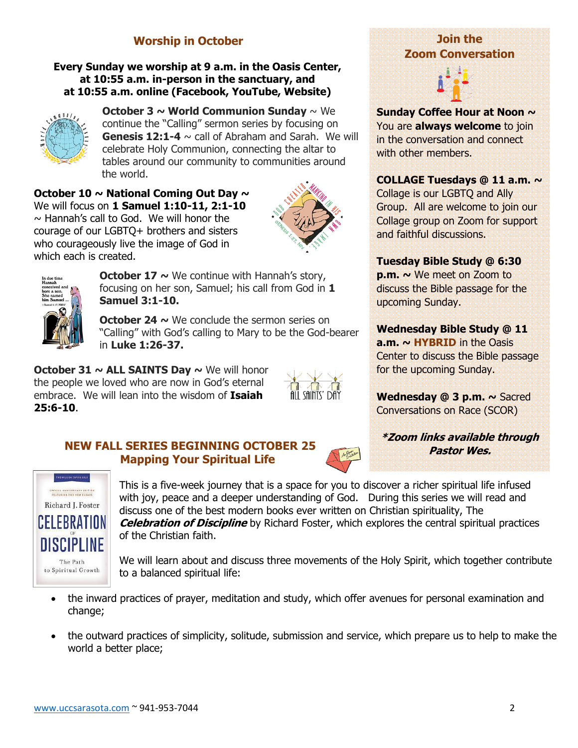## Worship in October

**Every Sunday we worship at 9 a.m. in the Oasis Center, at 10:55 a.m. in-person in the sanctuary, and at 10:55 a.m. online (Facebook, YouTube, Website)**

**October 3 ~ World Communion Sunday** ~ We continue the "Calling" sermon series by focusing on **Genesis 12:1-4** ~ call of Abraham and Sarah. We will celebrate Holy Communion, connecting the altar to tables around our community to communities around the world.

**October 10 ~ National Coming Out Day ~** We will focus on **1 Samuel 1:10-11, 2:1-10** ~ Hannah's call to God. We will honor the courage of our LGBTQ+ brothers and sisters who courageously live the image of God in which each is created.

**October 17 ~** We continue with Hannah's story, focusing on her son, Samuel; his call from God in **1 Samuel 3:1-10.**

**October 24 ~** We conclude the sermon series on "Calling" with God's calling to Mary to be the God-bearer in **Luke 1:26-37.**

**October 31 ~ ALL SAINTS Day ~** We will honor the people we loved who are now in God's eternal embrace. We will lean into the wisdom of **Isaiah 25:6-10**.

## Join the Zoom Conversation

**Sunday Coffee Hour at Noon ~** You are **always welcome** to join in the conversation and connect with other members.

**COLLAGE Tuesdays @ 11 a.m. ~** Collage is our LGBTQ and Ally Group. All are welcome to join our Collage group on Zoom for support and faithful discussions.

**Tuesday Bible Study @ 6:30 p.m. ~** We meet on Zoom to discuss the Bible passage for the upcoming Sunday.

**Wednesday Bible Study @ 11 a.m. ~ HYBRID** in the Oasis Center to discuss the Bible passage for the upcoming Sunday.

**Wednesday @ 3 p.m. ~** Sacred Conversations on Race (SCOR)

***\*Zoom links available through Pastor Wes.***

## NEW FALL SERIES BEGINNING OCTOBER 25
## Mapping Your Spiritual Life

This is a five-week journey that is a space for you to discover a richer spiritual life infused with joy, peace and a deeper understanding of God. During this series we will read and discuss one of the best modern books ever written on Christian spirituality, The ***Celebration of Discipline*** by Richard Foster, which explores the central spiritual practices of the Christian faith.

We will learn about and discuss three movements of the Holy Spirit, which together contribute to a balanced spiritual life:

- the inward practices of prayer, meditation and study, which offer avenues for personal examination and change;
- the outward practices of simplicity, solitude, submission and service, which prepare us to help to make the world a better place;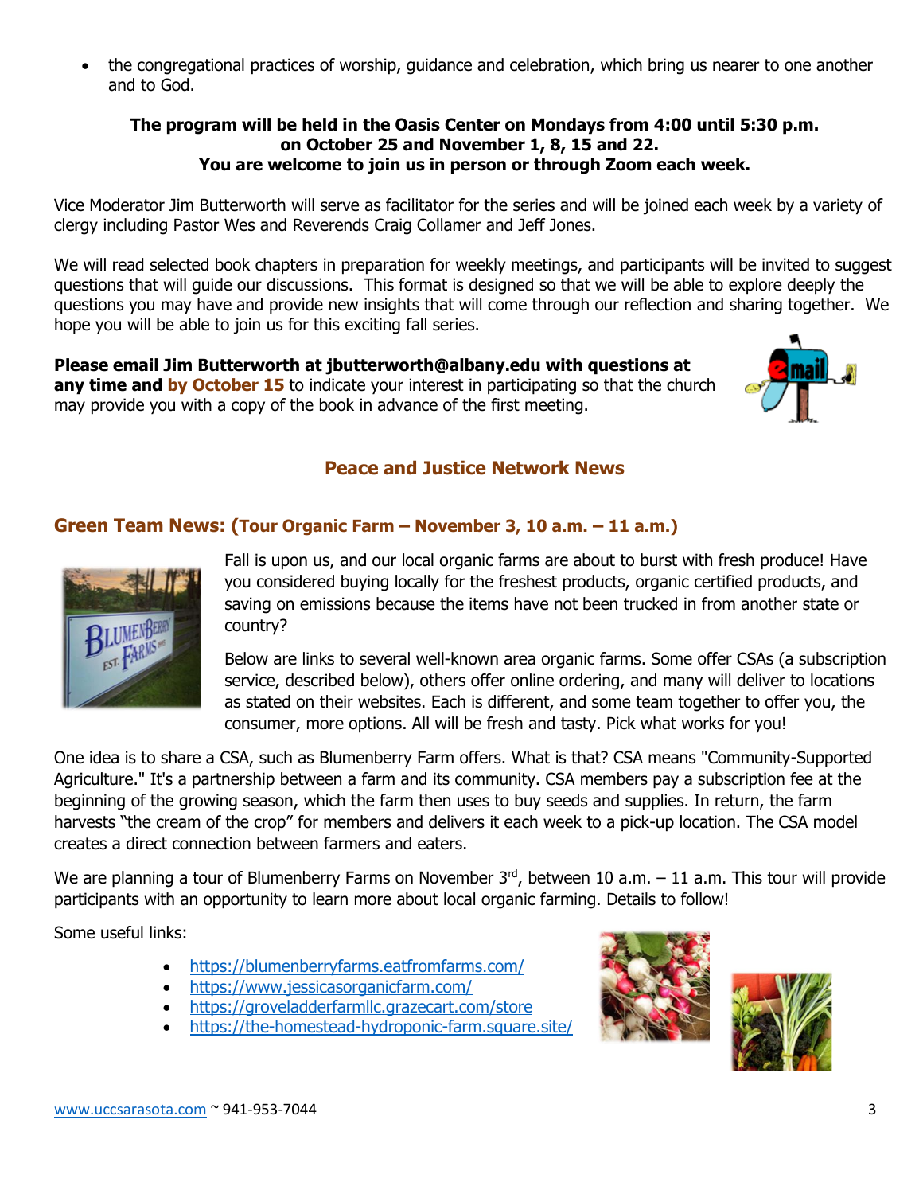- the congregational practices of worship, guidance and celebration, which bring us nearer to one another and to God.

**The program will be held in the Oasis Center on Mondays from 4:00 until 5:30 p.m. on October 25 and November 1, 8, 15 and 22. You are welcome to join us in person or through Zoom each week.**

Vice Moderator Jim Butterworth will serve as facilitator for the series and will be joined each week by a variety of clergy including Pastor Wes and Reverends Craig Collamer and Jeff Jones.

We will read selected book chapters in preparation for weekly meetings, and participants will be invited to suggest questions that will guide our discussions. This format is designed so that we will be able to explore deeply the questions you may have and provide new insights that will come through our reflection and sharing together. We hope you will be able to join us for this exciting fall series.

**Please email Jim Butterworth at jbutterworth@albany.edu with questions at any time and by October 15** to indicate your interest in participating so that the church may provide you with a copy of the book in advance of the first meeting.

## Peace and Justice Network News

### Green Team News: (Tour Organic Farm – November 3, 10 a.m. – 11 a.m.)

Fall is upon us, and our local organic farms are about to burst with fresh produce! Have you considered buying locally for the freshest products, organic certified products, and saving on emissions because the items have not been trucked in from another state or country?

Below are links to several well-known area organic farms. Some offer CSAs (a subscription service, described below), others offer online ordering, and many will deliver to locations as stated on their websites. Each is different, and some team together to offer you, the consumer, more options. All will be fresh and tasty. Pick what works for you!

One idea is to share a CSA, such as Blumenberry Farm offers. What is that? CSA means "Community-Supported Agriculture." It's a partnership between a farm and its community. CSA members pay a subscription fee at the beginning of the growing season, which the farm then uses to buy seeds and supplies. In return, the farm harvests "the cream of the crop" for members and delivers it each week to a pick-up location. The CSA model creates a direct connection between farmers and eaters.

We are planning a tour of Blumenberry Farms on November 3rd, between 10 a.m. – 11 a.m. This tour will provide participants with an opportunity to learn more about local organic farming. Details to follow!

Some useful links:

- https://blumenberryfarms.eatfromfarms.com/
- https://www.jessicasorganicfarm.com/
- https://groveladderfarmllc.grazecart.com/store
- https://the-homestead-hydroponic-farm.square.site/

www.uccsarasota.com ~ 941-953-7044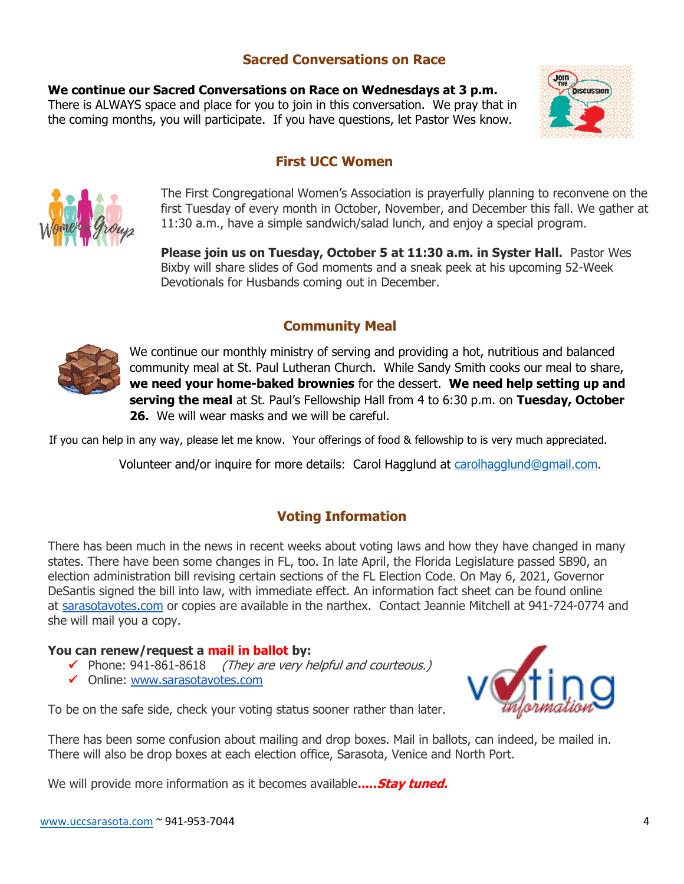## Sacred Conversations on Race

**We continue our Sacred Conversations on Race on Wednesdays at 3 p.m.** There is ALWAYS space and place for you to join in this conversation. We pray that in the coming months, you will participate. If you have questions, let Pastor Wes know.

## First UCC Women

The First Congregational Women's Association is prayerfully planning to reconvene on the first Tuesday of every month in October, November, and December this fall. We gather at 11:30 a.m., have a simple sandwich/salad lunch, and enjoy a special program.

**Please join us on Tuesday, October 5 at 11:30 a.m. in Syster Hall.** Pastor Wes Bixby will share slides of God moments and a sneak peek at his upcoming 52-Week Devotionals for Husbands coming out in December.

## Community Meal

We continue our monthly ministry of serving and providing a hot, nutritious and balanced community meal at St. Paul Lutheran Church. While Sandy Smith cooks our meal to share, **we need your home-baked brownies** for the dessert. **We need help setting up and serving the meal** at St. Paul's Fellowship Hall from 4 to 6:30 p.m. on **Tuesday, October 26.** We will wear masks and we will be careful.

If you can help in any way, please let me know. Your offerings of food & fellowship to is very much appreciated.

Volunteer and/or inquire for more details: Carol Hagglund at carolhagglund@gmail.com.

## Voting Information

There has been much in the news in recent weeks about voting laws and how they have changed in many states. There have been some changes in FL, too. In late April, the Florida Legislature passed SB90, an election administration bill revising certain sections of the FL Election Code. On May 6, 2021, Governor DeSantis signed the bill into law, with immediate effect. An information fact sheet can be found online at sarasotavotes.com or copies are available in the narthex. Contact Jeannie Mitchell at 941-724-0774 and she will mail you a copy.

**You can renew/request a mail in ballot by:**

- ✓ Phone: 941-861-8618 *(They are very helpful and courteous.)*
- ✓ Online: www.sarasotavotes.com

To be on the safe side, check your voting status sooner rather than later.

There has been some confusion about mailing and drop boxes. Mail in ballots, can indeed, be mailed in. There will also be drop boxes at each election office, Sarasota, Venice and North Port.

We will provide more information as it becomes available***.....Stay tuned.***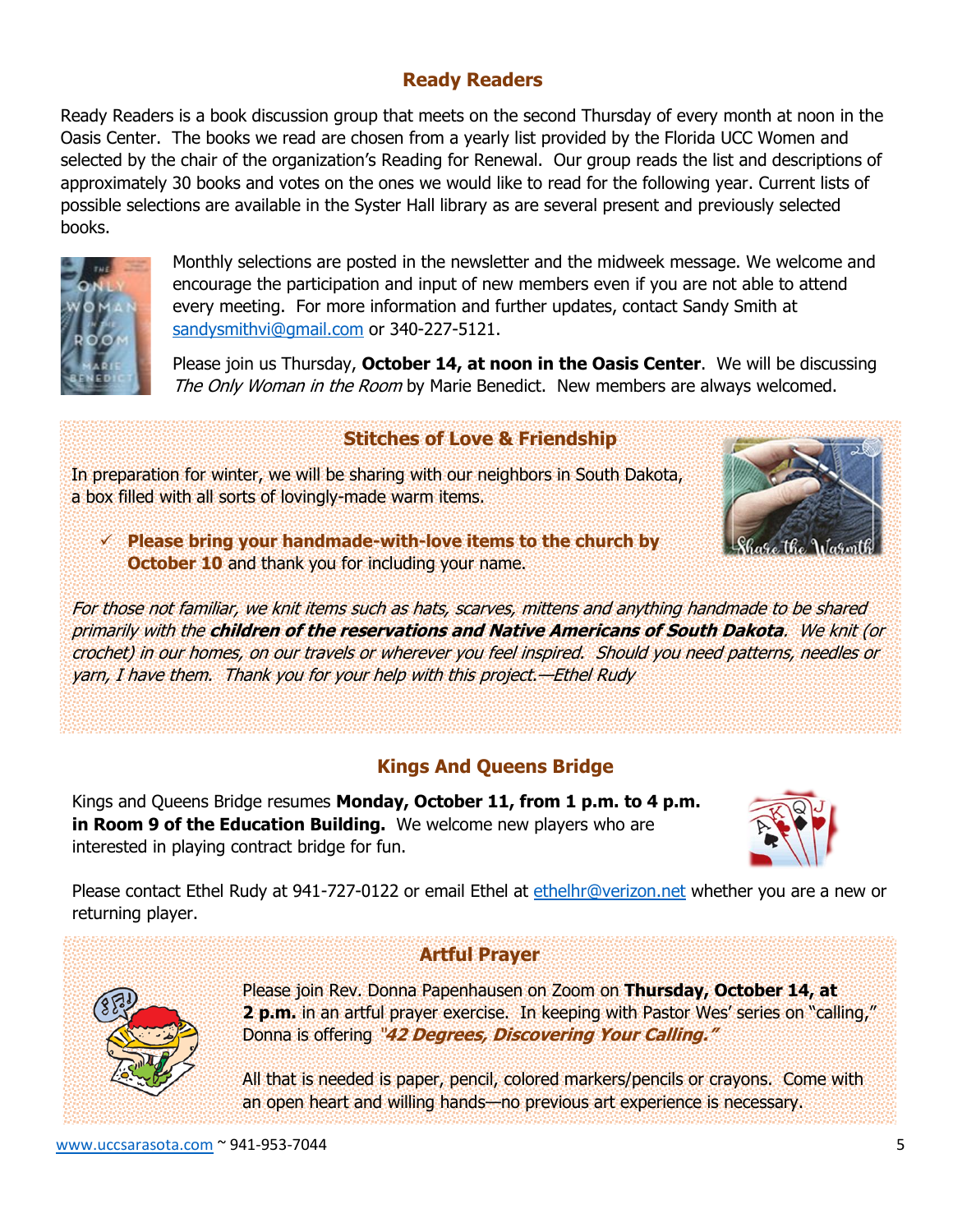## Ready Readers

Ready Readers is a book discussion group that meets on the second Thursday of every month at noon in the Oasis Center. The books we read are chosen from a yearly list provided by the Florida UCC Women and selected by the chair of the organization's Reading for Renewal. Our group reads the list and descriptions of approximately 30 books and votes on the ones we would like to read for the following year. Current lists of possible selections are available in the Syster Hall library as are several present and previously selected books.

Monthly selections are posted in the newsletter and the midweek message. We welcome and encourage the participation and input of new members even if you are not able to attend every meeting. For more information and further updates, contact Sandy Smith at sandysmithvi@gmail.com or 340-227-5121.

Please join us Thursday, **October 14, at noon in the Oasis Center**. We will be discussing *The Only Woman in the Room* by Marie Benedict. New members are always welcomed.

## Stitches of Love & Friendship

In preparation for winter, we will be sharing with our neighbors in South Dakota, a box filled with all sorts of lovingly-made warm items.

- ✓ **Please bring your handmade-with-love items to the church by October 10** and thank you for including your name.

*For those not familiar, we knit items such as hats, scarves, mittens and anything handmade to be shared primarily with the **children of the reservations and Native Americans of South Dakota**. We knit (or crochet) in our homes, on our travels or wherever you feel inspired. Should you need patterns, needles or yarn, I have them. Thank you for your help with this project.—Ethel Rudy*

## Kings And Queens Bridge

Kings and Queens Bridge resumes **Monday, October 11, from 1 p.m. to 4 p.m. in Room 9 of the Education Building.** We welcome new players who are interested in playing contract bridge for fun.

Please contact Ethel Rudy at 941-727-0122 or email Ethel at ethelhr@verizon.net whether you are a new or returning player.

## Artful Prayer

Please join Rev. Donna Papenhausen on Zoom on **Thursday, October 14, at 2 p.m.** in an artful prayer exercise. In keeping with Pastor Wes' series on "calling," Donna is offering ***"42 Degrees, Discovering Your Calling."***

All that is needed is paper, pencil, colored markers/pencils or crayons. Come with an open heart and willing hands—no previous art experience is necessary.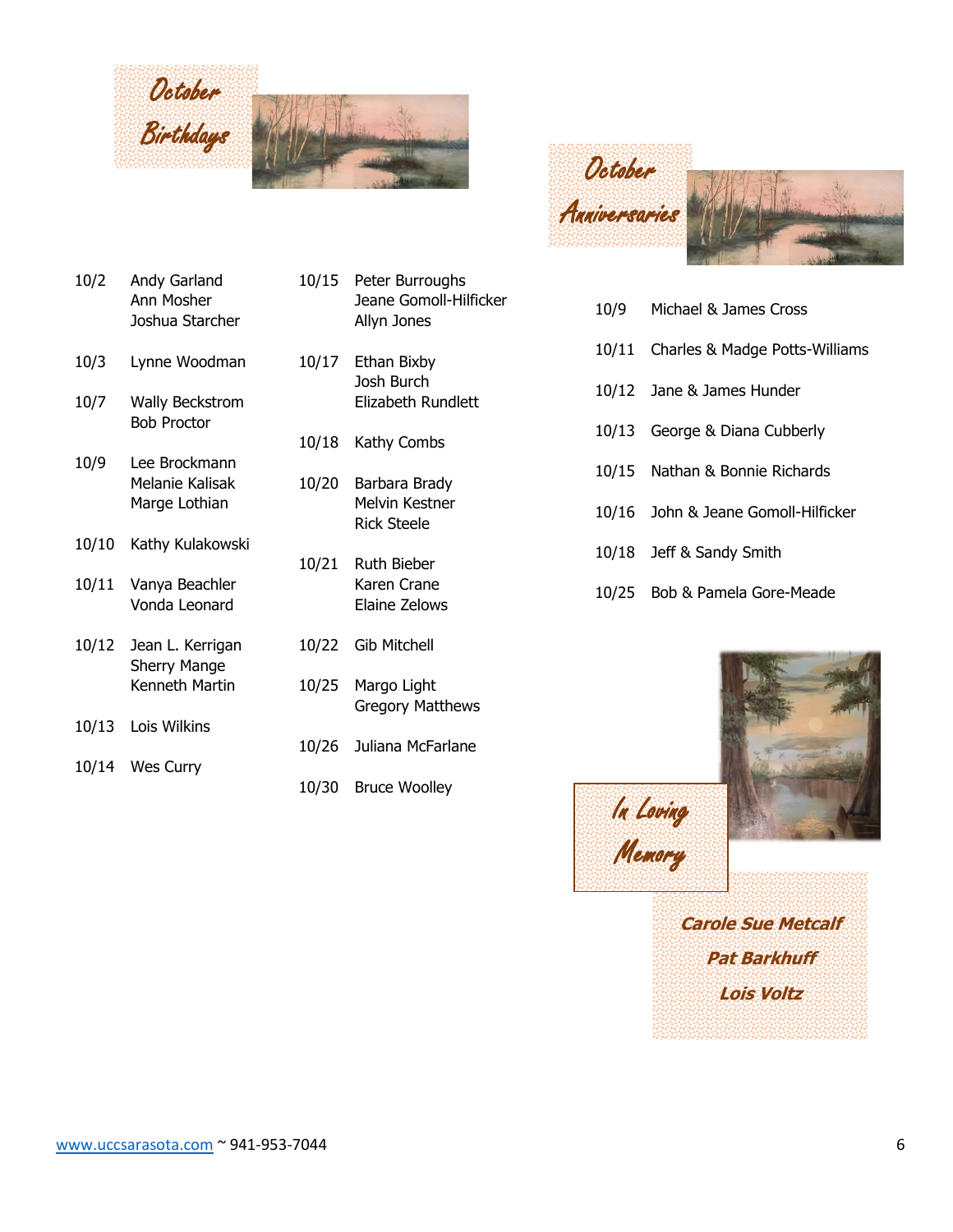# October Birthdays

| | |
|---|---|
| 10/2 | Andy Garland<br>Ann Mosher<br>Joshua Starcher |
| 10/3 | Lynne Woodman |
| 10/7 | Wally Beckstrom<br>Bob Proctor |
| 10/9 | Lee Brockmann<br>Melanie Kalisak<br>Marge Lothian |
| 10/10 | Kathy Kulakowski |
| 10/11 | Vanya Beachler<br>Vonda Leonard |
| 10/12 | Jean L. Kerrigan<br>Sherry Mange<br>Kenneth Martin |
| 10/13 | Lois Wilkins |
| 10/14 | Wes Curry |
| 10/15 | Peter Burroughs<br>Jeane Gomoll-Hilficker<br>Allyn Jones |
| 10/17 | Ethan Bixby<br>Josh Burch<br>Elizabeth Rundlett |
| 10/18 | Kathy Combs |
| 10/20 | Barbara Brady<br>Melvin Kestner<br>Rick Steele |
| 10/21 | Ruth Bieber<br>Karen Crane<br>Elaine Zelows |
| 10/22 | Gib Mitchell |
| 10/25 | Margo Light<br>Gregory Matthews |
| 10/26 | Juliana McFarlane |
| 10/30 | Bruce Woolley |

# October Anniversaries

| | |
|---|---|
| 10/9 | Michael & James Cross |
| 10/11 | Charles & Madge Potts-Williams |
| 10/12 | Jane & James Hunder |
| 10/13 | George & Diana Cubberly |
| 10/15 | Nathan & Bonnie Richards |
| 10/16 | John & Jeane Gomoll-Hilficker |
| 10/18 | Jeff & Sandy Smith |
| 10/25 | Bob & Pamela Gore-Meade |

# In Loving Memory

***Carole Sue Metcalf***

***Pat Barkhuff***

***Lois Voltz***

www.uccsarasota.com ~ 941-953-7044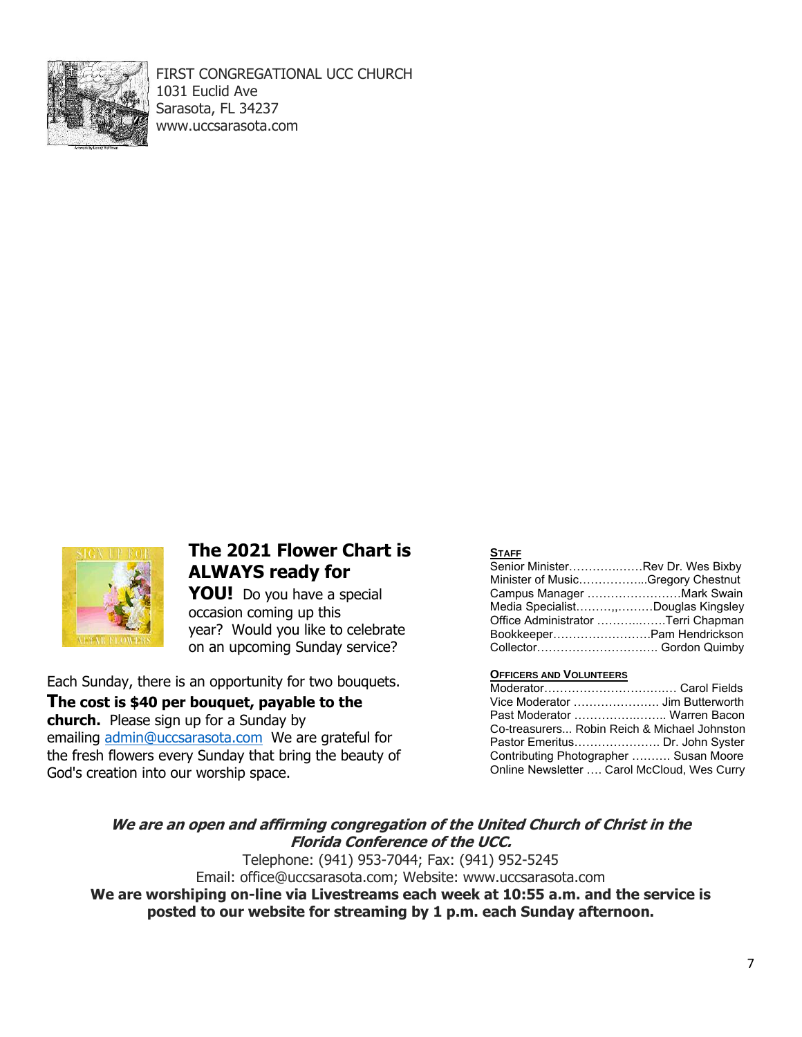FIRST CONGREGATIONAL UCC CHURCH
1031 Euclid Ave
Sarasota, FL 34237
www.uccsarasota.com

## The 2021 Flower Chart is ALWAYS ready for YOU!

Do you have a special occasion coming up this year? Would you like to celebrate on an upcoming Sunday service?

Each Sunday, there is an opportunity for two bouquets. **The cost is $40 per bouquet, payable to the church.** Please sign up for a Sunday by emailing admin@uccsarasota.com We are grateful for the fresh flowers every Sunday that bring the beauty of God's creation into our worship space.

**STAFF**

Senior Minister……………….Rev Dr. Wes Bixby
Minister of Music……………..Gregory Chestnut
Campus Manager ……………………Mark Swain
Media Specialist………,………Douglas Kingsley
Office Administrator ……….……Terri Chapman
Bookkeeper…………………….Pam Hendrickson
Collector…………………………. Gordon Quimby

**OFFICERS AND VOLUNTEERS**

Moderator……………………………. Carol Fields
Vice Moderator …………………. Jim Butterworth
Past Moderator ……………….….. Warren Bacon
Co-treasurers... Robin Reich & Michael Johnston
Pastor Emeritus…………………. Dr. John Syster
Contributing Photographer ………. Susan Moore
Online Newsletter …. Carol McCloud, Wes Curry

***We are an open and affirming congregation of the United Church of Christ in the Florida Conference of the UCC.***

Telephone: (941) 953-7044; Fax: (941) 952-5245
Email: office@uccsarasota.com; Website: www.uccsarasota.com

**We are worshiping on-line via Livestreams each week at 10:55 a.m. and the service is posted to our website for streaming by 1 p.m. each Sunday afternoon.**